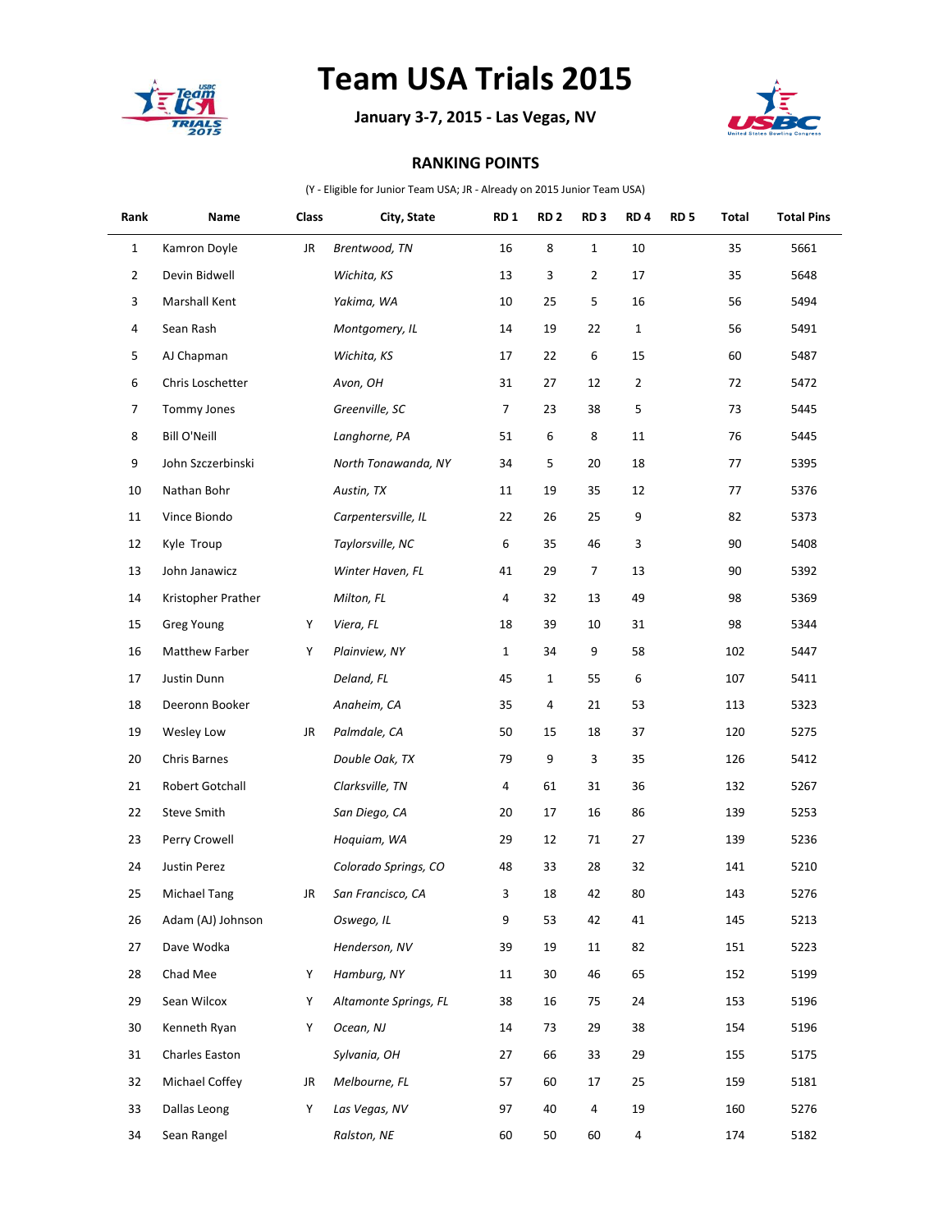# Team USA Trials 2015

**January 3-7, 2015 - Las Vegas, NV**

**RANKING POINTS**

(Y - Eligible for Junior Team USA; JR - Already on 2015 Junior Team USA)

| Rank | Name | Class | City, State | RD 1 | RD 2 | RD 3 | RD 4 | RD 5 | Total | Total Pins |
|---|---|---|---|---|---|---|---|---|---|---|
| 1 | Kamron Doyle | JR | *Brentwood, TN* | 16 | 8 | 1 | 10 | | 35 | 5661 |
| 2 | Devin Bidwell | | *Wichita, KS* | 13 | 3 | 2 | 17 | | 35 | 5648 |
| 3 | Marshall Kent | | *Yakima, WA* | 10 | 25 | 5 | 16 | | 56 | 5494 |
| 4 | Sean Rash | | *Montgomery, IL* | 14 | 19 | 22 | 1 | | 56 | 5491 |
| 5 | AJ Chapman | | *Wichita, KS* | 17 | 22 | 6 | 15 | | 60 | 5487 |
| 6 | Chris Loschetter | | *Avon, OH* | 31 | 27 | 12 | 2 | | 72 | 5472 |
| 7 | Tommy Jones | | *Greenville, SC* | 7 | 23 | 38 | 5 | | 73 | 5445 |
| 8 | Bill O'Neill | | *Langhorne, PA* | 51 | 6 | 8 | 11 | | 76 | 5445 |
| 9 | John Szczerbinski | | *North Tonawanda, NY* | 34 | 5 | 20 | 18 | | 77 | 5395 |
| 10 | Nathan Bohr | | *Austin, TX* | 11 | 19 | 35 | 12 | | 77 | 5376 |
| 11 | Vince Biondo | | *Carpentersville, IL* | 22 | 26 | 25 | 9 | | 82 | 5373 |
| 12 | Kyle Troup | | *Taylorsville, NC* | 6 | 35 | 46 | 3 | | 90 | 5408 |
| 13 | John Janawicz | | *Winter Haven, FL* | 41 | 29 | 7 | 13 | | 90 | 5392 |
| 14 | Kristopher Prather | | *Milton, FL* | 4 | 32 | 13 | 49 | | 98 | 5369 |
| 15 | Greg Young | Y | *Viera, FL* | 18 | 39 | 10 | 31 | | 98 | 5344 |
| 16 | Matthew Farber | Y | *Plainview, NY* | 1 | 34 | 9 | 58 | | 102 | 5447 |
| 17 | Justin Dunn | | *Deland, FL* | 45 | 1 | 55 | 6 | | 107 | 5411 |
| 18 | Deeronn Booker | | *Anaheim, CA* | 35 | 4 | 21 | 53 | | 113 | 5323 |
| 19 | Wesley Low | JR | *Palmdale, CA* | 50 | 15 | 18 | 37 | | 120 | 5275 |
| 20 | Chris Barnes | | *Double Oak, TX* | 79 | 9 | 3 | 35 | | 126 | 5412 |
| 21 | Robert Gotchall | | *Clarksville, TN* | 4 | 61 | 31 | 36 | | 132 | 5267 |
| 22 | Steve Smith | | *San Diego, CA* | 20 | 17 | 16 | 86 | | 139 | 5253 |
| 23 | Perry Crowell | | *Hoquiam, WA* | 29 | 12 | 71 | 27 | | 139 | 5236 |
| 24 | Justin Perez | | *Colorado Springs, CO* | 48 | 33 | 28 | 32 | | 141 | 5210 |
| 25 | Michael Tang | JR | *San Francisco, CA* | 3 | 18 | 42 | 80 | | 143 | 5276 |
| 26 | Adam (AJ) Johnson | | *Oswego, IL* | 9 | 53 | 42 | 41 | | 145 | 5213 |
| 27 | Dave Wodka | | *Henderson, NV* | 39 | 19 | 11 | 82 | | 151 | 5223 |
| 28 | Chad Mee | Y | *Hamburg, NY* | 11 | 30 | 46 | 65 | | 152 | 5199 |
| 29 | Sean Wilcox | Y | *Altamonte Springs, FL* | 38 | 16 | 75 | 24 | | 153 | 5196 |
| 30 | Kenneth Ryan | Y | *Ocean, NJ* | 14 | 73 | 29 | 38 | | 154 | 5196 |
| 31 | Charles Easton | | *Sylvania, OH* | 27 | 66 | 33 | 29 | | 155 | 5175 |
| 32 | Michael Coffey | JR | *Melbourne, FL* | 57 | 60 | 17 | 25 | | 159 | 5181 |
| 33 | Dallas Leong | Y | *Las Vegas, NV* | 97 | 40 | 4 | 19 | | 160 | 5276 |
| 34 | Sean Rangel | | *Ralston, NE* | 60 | 50 | 60 | 4 | | 174 | 5182 |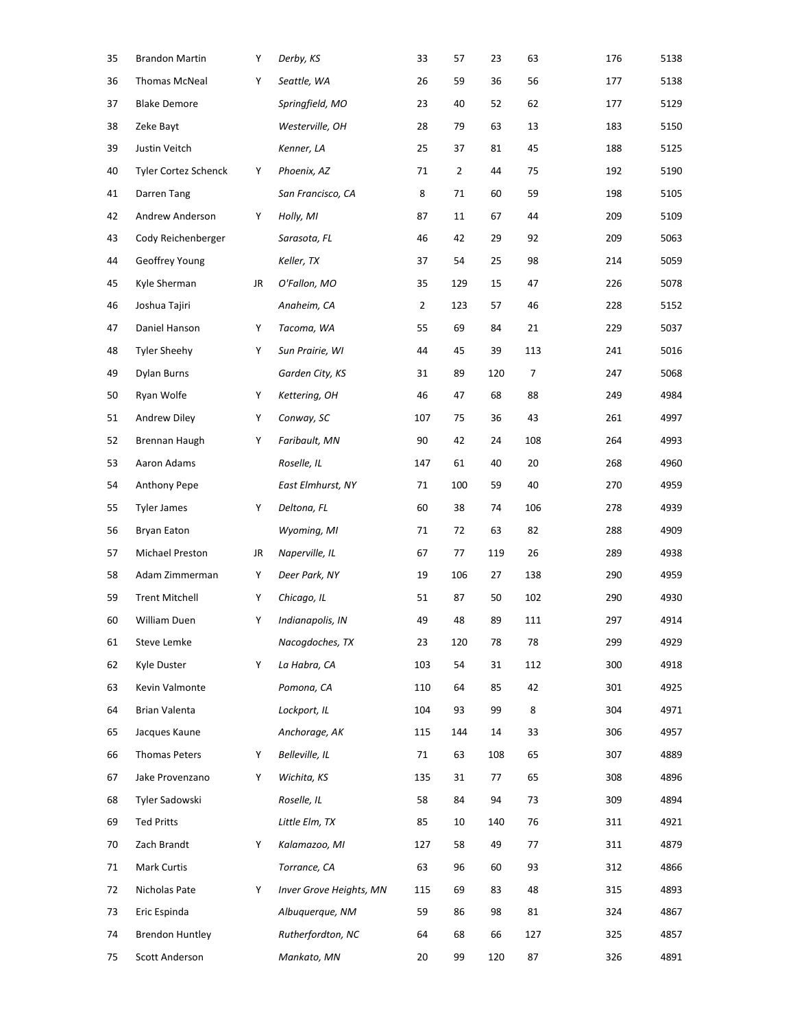| | | | | | | | | | |
|---|---|---|---|---|---|---|---|---|---|
| 35 | Brandon Martin | Y | *Derby, KS* | 33 | 57 | 23 | 63 | 176 | 5138 |
| 36 | Thomas McNeal | Y | *Seattle, WA* | 26 | 59 | 36 | 56 | 177 | 5138 |
| 37 | Blake Demore | | *Springfield, MO* | 23 | 40 | 52 | 62 | 177 | 5129 |
| 38 | Zeke Bayt | | *Westerville, OH* | 28 | 79 | 63 | 13 | 183 | 5150 |
| 39 | Justin Veitch | | *Kenner, LA* | 25 | 37 | 81 | 45 | 188 | 5125 |
| 40 | Tyler Cortez Schenck | Y | *Phoenix, AZ* | 71 | 2 | 44 | 75 | 192 | 5190 |
| 41 | Darren Tang | | *San Francisco, CA* | 8 | 71 | 60 | 59 | 198 | 5105 |
| 42 | Andrew Anderson | Y | *Holly, MI* | 87 | 11 | 67 | 44 | 209 | 5109 |
| 43 | Cody Reichenberger | | *Sarasota, FL* | 46 | 42 | 29 | 92 | 209 | 5063 |
| 44 | Geoffrey Young | | *Keller, TX* | 37 | 54 | 25 | 98 | 214 | 5059 |
| 45 | Kyle Sherman | JR | *O'Fallon, MO* | 35 | 129 | 15 | 47 | 226 | 5078 |
| 46 | Joshua Tajiri | | *Anaheim, CA* | 2 | 123 | 57 | 46 | 228 | 5152 |
| 47 | Daniel Hanson | Y | *Tacoma, WA* | 55 | 69 | 84 | 21 | 229 | 5037 |
| 48 | Tyler Sheehy | Y | *Sun Prairie, WI* | 44 | 45 | 39 | 113 | 241 | 5016 |
| 49 | Dylan Burns | | *Garden City, KS* | 31 | 89 | 120 | 7 | 247 | 5068 |
| 50 | Ryan Wolfe | Y | *Kettering, OH* | 46 | 47 | 68 | 88 | 249 | 4984 |
| 51 | Andrew Diley | Y | *Conway, SC* | 107 | 75 | 36 | 43 | 261 | 4997 |
| 52 | Brennan Haugh | Y | *Faribault, MN* | 90 | 42 | 24 | 108 | 264 | 4993 |
| 53 | Aaron Adams | | *Roselle, IL* | 147 | 61 | 40 | 20 | 268 | 4960 |
| 54 | Anthony Pepe | | *East Elmhurst, NY* | 71 | 100 | 59 | 40 | 270 | 4959 |
| 55 | Tyler James | Y | *Deltona, FL* | 60 | 38 | 74 | 106 | 278 | 4939 |
| 56 | Bryan Eaton | | *Wyoming, MI* | 71 | 72 | 63 | 82 | 288 | 4909 |
| 57 | Michael Preston | JR | *Naperville, IL* | 67 | 77 | 119 | 26 | 289 | 4938 |
| 58 | Adam Zimmerman | Y | *Deer Park, NY* | 19 | 106 | 27 | 138 | 290 | 4959 |
| 59 | Trent Mitchell | Y | *Chicago, IL* | 51 | 87 | 50 | 102 | 290 | 4930 |
| 60 | William Duen | Y | *Indianapolis, IN* | 49 | 48 | 89 | 111 | 297 | 4914 |
| 61 | Steve Lemke | | *Nacogdoches, TX* | 23 | 120 | 78 | 78 | 299 | 4929 |
| 62 | Kyle Duster | Y | *La Habra, CA* | 103 | 54 | 31 | 112 | 300 | 4918 |
| 63 | Kevin Valmonte | | *Pomona, CA* | 110 | 64 | 85 | 42 | 301 | 4925 |
| 64 | Brian Valenta | | *Lockport, IL* | 104 | 93 | 99 | 8 | 304 | 4971 |
| 65 | Jacques Kaune | | *Anchorage, AK* | 115 | 144 | 14 | 33 | 306 | 4957 |
| 66 | Thomas Peters | Y | *Belleville, IL* | 71 | 63 | 108 | 65 | 307 | 4889 |
| 67 | Jake Provenzano | Y | *Wichita, KS* | 135 | 31 | 77 | 65 | 308 | 4896 |
| 68 | Tyler Sadowski | | *Roselle, IL* | 58 | 84 | 94 | 73 | 309 | 4894 |
| 69 | Ted Pritts | | *Little Elm, TX* | 85 | 10 | 140 | 76 | 311 | 4921 |
| 70 | Zach Brandt | Y | *Kalamazoo, MI* | 127 | 58 | 49 | 77 | 311 | 4879 |
| 71 | Mark Curtis | | *Torrance, CA* | 63 | 96 | 60 | 93 | 312 | 4866 |
| 72 | Nicholas Pate | Y | *Inver Grove Heights, MN* | 115 | 69 | 83 | 48 | 315 | 4893 |
| 73 | Eric Espinda | | *Albuquerque, NM* | 59 | 86 | 98 | 81 | 324 | 4867 |
| 74 | Brendon Huntley | | *Rutherfordton, NC* | 64 | 68 | 66 | 127 | 325 | 4857 |
| 75 | Scott Anderson | | *Mankato, MN* | 20 | 99 | 120 | 87 | 326 | 4891 |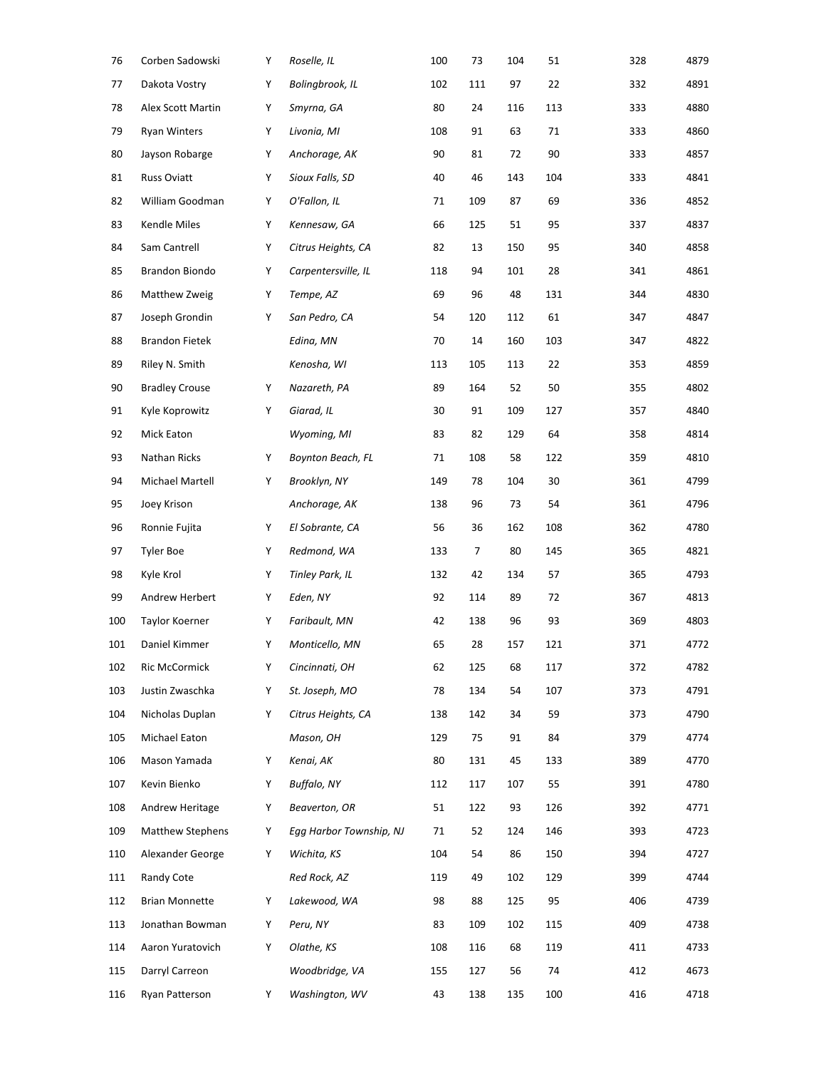| | | | | | | | | | |
|---|---|---|---|---|---|---|---|---|---|
| 76 | Corben Sadowski | Y | *Roselle, IL* | 100 | 73 | 104 | 51 | 328 | 4879 |
| 77 | Dakota Vostry | Y | *Bolingbrook, IL* | 102 | 111 | 97 | 22 | 332 | 4891 |
| 78 | Alex Scott Martin | Y | *Smyrna, GA* | 80 | 24 | 116 | 113 | 333 | 4880 |
| 79 | Ryan Winters | Y | *Livonia, MI* | 108 | 91 | 63 | 71 | 333 | 4860 |
| 80 | Jayson Robarge | Y | *Anchorage, AK* | 90 | 81 | 72 | 90 | 333 | 4857 |
| 81 | Russ Oviatt | Y | *Sioux Falls, SD* | 40 | 46 | 143 | 104 | 333 | 4841 |
| 82 | William Goodman | Y | *O'Fallon, IL* | 71 | 109 | 87 | 69 | 336 | 4852 |
| 83 | Kendle Miles | Y | *Kennesaw, GA* | 66 | 125 | 51 | 95 | 337 | 4837 |
| 84 | Sam Cantrell | Y | *Citrus Heights, CA* | 82 | 13 | 150 | 95 | 340 | 4858 |
| 85 | Brandon Biondo | Y | *Carpentersville, IL* | 118 | 94 | 101 | 28 | 341 | 4861 |
| 86 | Matthew Zweig | Y | *Tempe, AZ* | 69 | 96 | 48 | 131 | 344 | 4830 |
| 87 | Joseph Grondin | Y | *San Pedro, CA* | 54 | 120 | 112 | 61 | 347 | 4847 |
| 88 | Brandon Fietek | | *Edina, MN* | 70 | 14 | 160 | 103 | 347 | 4822 |
| 89 | Riley N. Smith | | *Kenosha, WI* | 113 | 105 | 113 | 22 | 353 | 4859 |
| 90 | Bradley Crouse | Y | *Nazareth, PA* | 89 | 164 | 52 | 50 | 355 | 4802 |
| 91 | Kyle Koprowitz | Y | *Giarad, IL* | 30 | 91 | 109 | 127 | 357 | 4840 |
| 92 | Mick Eaton | | *Wyoming, MI* | 83 | 82 | 129 | 64 | 358 | 4814 |
| 93 | Nathan Ricks | Y | *Boynton Beach, FL* | 71 | 108 | 58 | 122 | 359 | 4810 |
| 94 | Michael Martell | Y | *Brooklyn, NY* | 149 | 78 | 104 | 30 | 361 | 4799 |
| 95 | Joey Krison | | *Anchorage, AK* | 138 | 96 | 73 | 54 | 361 | 4796 |
| 96 | Ronnie Fujita | Y | *El Sobrante, CA* | 56 | 36 | 162 | 108 | 362 | 4780 |
| 97 | Tyler Boe | Y | *Redmond, WA* | 133 | 7 | 80 | 145 | 365 | 4821 |
| 98 | Kyle Krol | Y | *Tinley Park, IL* | 132 | 42 | 134 | 57 | 365 | 4793 |
| 99 | Andrew Herbert | Y | *Eden, NY* | 92 | 114 | 89 | 72 | 367 | 4813 |
| 100 | Taylor Koerner | Y | *Faribault, MN* | 42 | 138 | 96 | 93 | 369 | 4803 |
| 101 | Daniel Kimmer | Y | *Monticello, MN* | 65 | 28 | 157 | 121 | 371 | 4772 |
| 102 | Ric McCormick | Y | *Cincinnati, OH* | 62 | 125 | 68 | 117 | 372 | 4782 |
| 103 | Justin Zwaschka | Y | *St. Joseph, MO* | 78 | 134 | 54 | 107 | 373 | 4791 |
| 104 | Nicholas Duplan | Y | *Citrus Heights, CA* | 138 | 142 | 34 | 59 | 373 | 4790 |
| 105 | Michael Eaton | | *Mason, OH* | 129 | 75 | 91 | 84 | 379 | 4774 |
| 106 | Mason Yamada | Y | *Kenai, AK* | 80 | 131 | 45 | 133 | 389 | 4770 |
| 107 | Kevin Bienko | Y | *Buffalo, NY* | 112 | 117 | 107 | 55 | 391 | 4780 |
| 108 | Andrew Heritage | Y | *Beaverton, OR* | 51 | 122 | 93 | 126 | 392 | 4771 |
| 109 | Matthew Stephens | Y | *Egg Harbor Township, NJ* | 71 | 52 | 124 | 146 | 393 | 4723 |
| 110 | Alexander George | Y | *Wichita, KS* | 104 | 54 | 86 | 150 | 394 | 4727 |
| 111 | Randy Cote | | *Red Rock, AZ* | 119 | 49 | 102 | 129 | 399 | 4744 |
| 112 | Brian Monnette | Y | *Lakewood, WA* | 98 | 88 | 125 | 95 | 406 | 4739 |
| 113 | Jonathan Bowman | Y | *Peru, NY* | 83 | 109 | 102 | 115 | 409 | 4738 |
| 114 | Aaron Yuratovich | Y | *Olathe, KS* | 108 | 116 | 68 | 119 | 411 | 4733 |
| 115 | Darryl Carreon | | *Woodbridge, VA* | 155 | 127 | 56 | 74 | 412 | 4673 |
| 116 | Ryan Patterson | Y | *Washington, WV* | 43 | 138 | 135 | 100 | 416 | 4718 |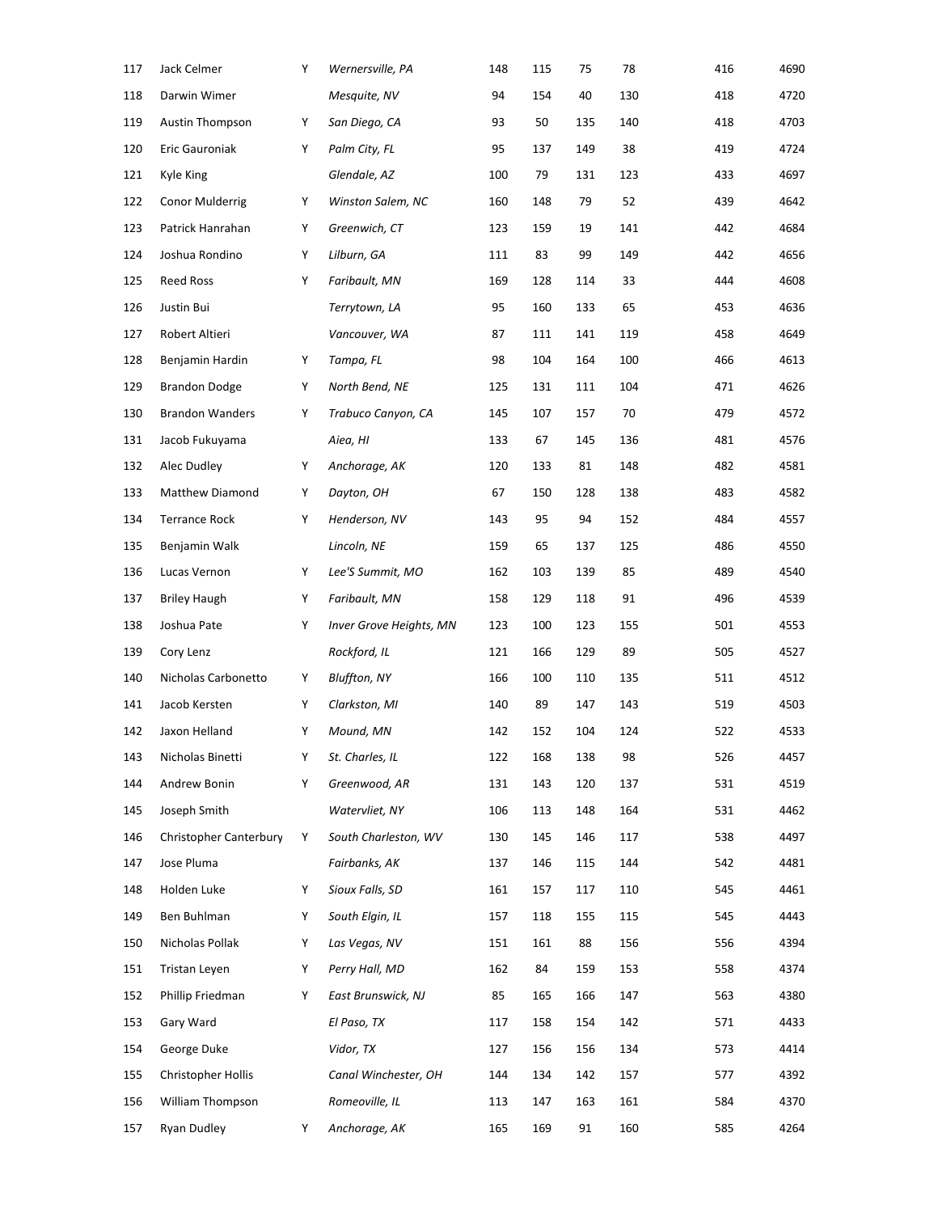| | | | | | | | | | |
|---|---|---|---|---|---|---|---|---|---|
| 117 | Jack Celmer | Y | *Wernersville, PA* | 148 | 115 | 75 | 78 | 416 | 4690 |
| 118 | Darwin Wimer | | *Mesquite, NV* | 94 | 154 | 40 | 130 | 418 | 4720 |
| 119 | Austin Thompson | Y | *San Diego, CA* | 93 | 50 | 135 | 140 | 418 | 4703 |
| 120 | Eric Gauroniak | Y | *Palm City, FL* | 95 | 137 | 149 | 38 | 419 | 4724 |
| 121 | Kyle King | | *Glendale, AZ* | 100 | 79 | 131 | 123 | 433 | 4697 |
| 122 | Conor Mulderrig | Y | *Winston Salem, NC* | 160 | 148 | 79 | 52 | 439 | 4642 |
| 123 | Patrick Hanrahan | Y | *Greenwich, CT* | 123 | 159 | 19 | 141 | 442 | 4684 |
| 124 | Joshua Rondino | Y | *Lilburn, GA* | 111 | 83 | 99 | 149 | 442 | 4656 |
| 125 | Reed Ross | Y | *Faribault, MN* | 169 | 128 | 114 | 33 | 444 | 4608 |
| 126 | Justin Bui | | *Terrytown, LA* | 95 | 160 | 133 | 65 | 453 | 4636 |
| 127 | Robert Altieri | | *Vancouver, WA* | 87 | 111 | 141 | 119 | 458 | 4649 |
| 128 | Benjamin Hardin | Y | *Tampa, FL* | 98 | 104 | 164 | 100 | 466 | 4613 |
| 129 | Brandon Dodge | Y | *North Bend, NE* | 125 | 131 | 111 | 104 | 471 | 4626 |
| 130 | Brandon Wanders | Y | *Trabuco Canyon, CA* | 145 | 107 | 157 | 70 | 479 | 4572 |
| 131 | Jacob Fukuyama | | *Aiea, HI* | 133 | 67 | 145 | 136 | 481 | 4576 |
| 132 | Alec Dudley | Y | *Anchorage, AK* | 120 | 133 | 81 | 148 | 482 | 4581 |
| 133 | Matthew Diamond | Y | *Dayton, OH* | 67 | 150 | 128 | 138 | 483 | 4582 |
| 134 | Terrance Rock | Y | *Henderson, NV* | 143 | 95 | 94 | 152 | 484 | 4557 |
| 135 | Benjamin Walk | | *Lincoln, NE* | 159 | 65 | 137 | 125 | 486 | 4550 |
| 136 | Lucas Vernon | Y | *Lee'S Summit, MO* | 162 | 103 | 139 | 85 | 489 | 4540 |
| 137 | Briley Haugh | Y | *Faribault, MN* | 158 | 129 | 118 | 91 | 496 | 4539 |
| 138 | Joshua Pate | Y | *Inver Grove Heights, MN* | 123 | 100 | 123 | 155 | 501 | 4553 |
| 139 | Cory Lenz | | *Rockford, IL* | 121 | 166 | 129 | 89 | 505 | 4527 |
| 140 | Nicholas Carbonetto | Y | *Bluffton, NY* | 166 | 100 | 110 | 135 | 511 | 4512 |
| 141 | Jacob Kersten | Y | *Clarkston, MI* | 140 | 89 | 147 | 143 | 519 | 4503 |
| 142 | Jaxon Helland | Y | *Mound, MN* | 142 | 152 | 104 | 124 | 522 | 4533 |
| 143 | Nicholas Binetti | Y | *St. Charles, IL* | 122 | 168 | 138 | 98 | 526 | 4457 |
| 144 | Andrew Bonin | Y | *Greenwood, AR* | 131 | 143 | 120 | 137 | 531 | 4519 |
| 145 | Joseph Smith | | *Watervliet, NY* | 106 | 113 | 148 | 164 | 531 | 4462 |
| 146 | Christopher Canterbury | Y | *South Charleston, WV* | 130 | 145 | 146 | 117 | 538 | 4497 |
| 147 | Jose Pluma | | *Fairbanks, AK* | 137 | 146 | 115 | 144 | 542 | 4481 |
| 148 | Holden Luke | Y | *Sioux Falls, SD* | 161 | 157 | 117 | 110 | 545 | 4461 |
| 149 | Ben Buhlman | Y | *South Elgin, IL* | 157 | 118 | 155 | 115 | 545 | 4443 |
| 150 | Nicholas Pollak | Y | *Las Vegas, NV* | 151 | 161 | 88 | 156 | 556 | 4394 |
| 151 | Tristan Leyen | Y | *Perry Hall, MD* | 162 | 84 | 159 | 153 | 558 | 4374 |
| 152 | Phillip Friedman | Y | *East Brunswick, NJ* | 85 | 165 | 166 | 147 | 563 | 4380 |
| 153 | Gary Ward | | *El Paso, TX* | 117 | 158 | 154 | 142 | 571 | 4433 |
| 154 | George Duke | | *Vidor, TX* | 127 | 156 | 156 | 134 | 573 | 4414 |
| 155 | Christopher Hollis | | *Canal Winchester, OH* | 144 | 134 | 142 | 157 | 577 | 4392 |
| 156 | William Thompson | | *Romeoville, IL* | 113 | 147 | 163 | 161 | 584 | 4370 |
| 157 | Ryan Dudley | Y | *Anchorage, AK* | 165 | 169 | 91 | 160 | 585 | 4264 |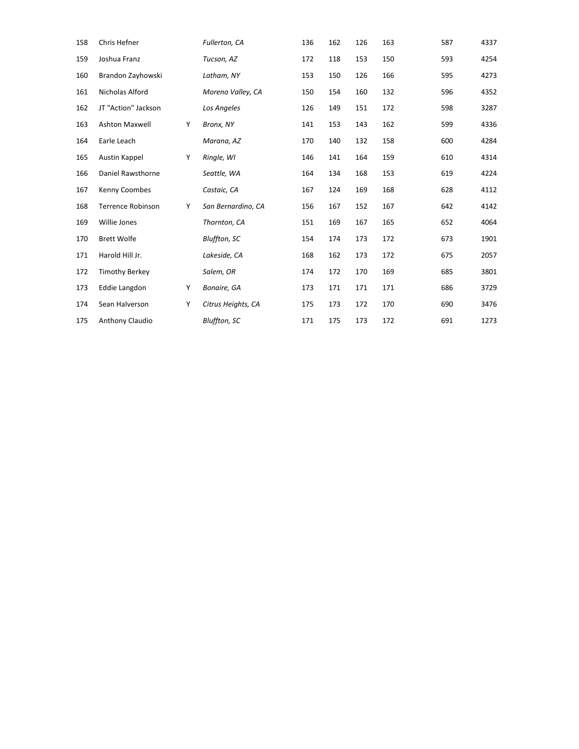| | | | | | | | | | |
|---|---|---|---|---|---|---|---|---|---|
| 158 | Chris Hefner | | *Fullerton, CA* | 136 | 162 | 126 | 163 | 587 | 4337 |
| 159 | Joshua Franz | | *Tucson, AZ* | 172 | 118 | 153 | 150 | 593 | 4254 |
| 160 | Brandon Zayhowski | | *Latham, NY* | 153 | 150 | 126 | 166 | 595 | 4273 |
| 161 | Nicholas Alford | | *Moreno Valley, CA* | 150 | 154 | 160 | 132 | 596 | 4352 |
| 162 | JT "Action" Jackson | | *Los Angeles* | 126 | 149 | 151 | 172 | 598 | 3287 |
| 163 | Ashton Maxwell | Y | *Bronx, NY* | 141 | 153 | 143 | 162 | 599 | 4336 |
| 164 | Earle Leach | | *Marana, AZ* | 170 | 140 | 132 | 158 | 600 | 4284 |
| 165 | Austin Kappel | Y | *Ringle, WI* | 146 | 141 | 164 | 159 | 610 | 4314 |
| 166 | Daniel Rawsthorne | | *Seattle, WA* | 164 | 134 | 168 | 153 | 619 | 4224 |
| 167 | Kenny Coombes | | *Castaic, CA* | 167 | 124 | 169 | 168 | 628 | 4112 |
| 168 | Terrence Robinson | Y | *San Bernardino, CA* | 156 | 167 | 152 | 167 | 642 | 4142 |
| 169 | Willie Jones | | *Thornton, CA* | 151 | 169 | 167 | 165 | 652 | 4064 |
| 170 | Brett Wolfe | | *Bluffton, SC* | 154 | 174 | 173 | 172 | 673 | 1901 |
| 171 | Harold Hill Jr. | | *Lakeside, CA* | 168 | 162 | 173 | 172 | 675 | 2057 |
| 172 | Timothy Berkey | | *Salem, OR* | 174 | 172 | 170 | 169 | 685 | 3801 |
| 173 | Eddie Langdon | Y | *Bonaire, GA* | 173 | 171 | 171 | 171 | 686 | 3729 |
| 174 | Sean Halverson | Y | *Citrus Heights, CA* | 175 | 173 | 172 | 170 | 690 | 3476 |
| 175 | Anthony Claudio | | *Bluffton, SC* | 171 | 175 | 173 | 172 | 691 | 1273 |